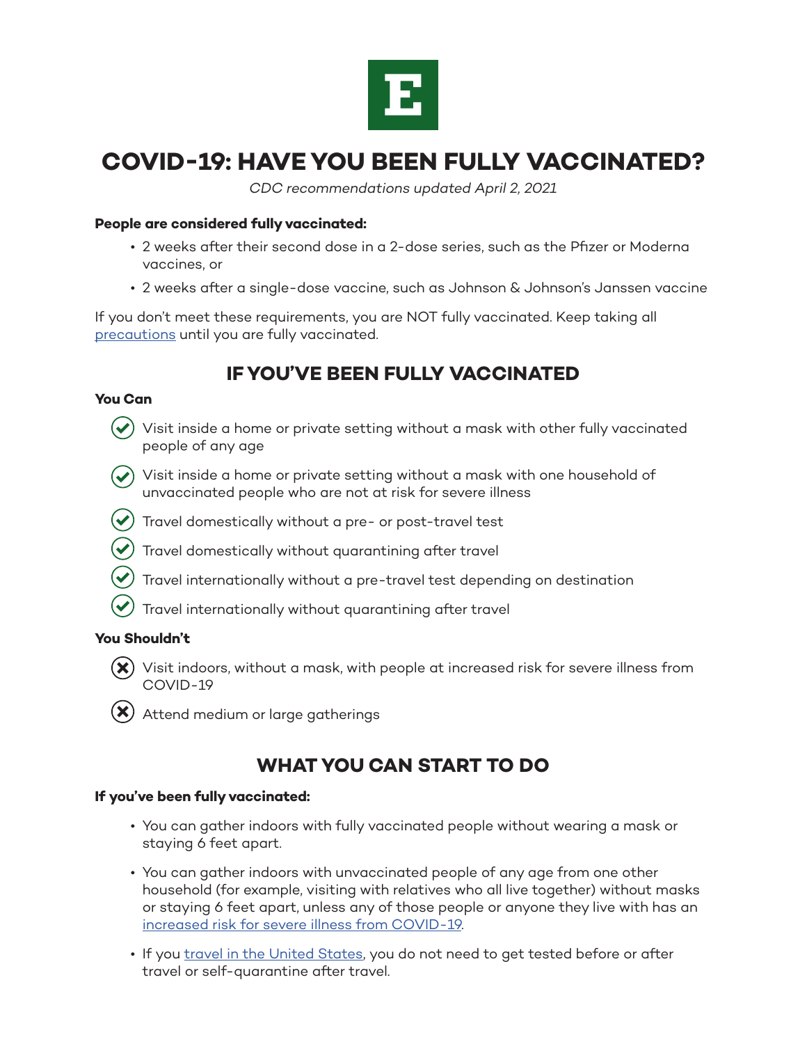# COVID-19: HAVE YOU BEEN FULLY VACCINATED?

*CDC recommendations updated April 2, 2021*

**People are considered fully vaccinated:**

- 2 weeks after their second dose in a 2-dose series, such as the Pfizer or Moderna vaccines, or
- 2 weeks after a single-dose vaccine, such as Johnson & Johnson's Janssen vaccine

If you don't meet these requirements, you are NOT fully vaccinated. Keep taking all [precautions]() until you are fully vaccinated.

## IF YOU'VE BEEN FULLY VACCINATED

**You Can**

- ✔ Visit inside a home or private setting without a mask with other fully vaccinated people of any age
- ✔ Visit inside a home or private setting without a mask with one household of unvaccinated people who are not at risk for severe illness
- ✔ Travel domestically without a pre- or post-travel test
- ✔ Travel domestically without quarantining after travel
- ✔ Travel internationally without a pre-travel test depending on destination
- ✔ Travel internationally without quarantining after travel

**You Shouldn't**

- ✖ Visit indoors, without a mask, with people at increased risk for severe illness from COVID-19
- ✖ Attend medium or large gatherings

## WHAT YOU CAN START TO DO

**If you've been fully vaccinated:**

- You can gather indoors with fully vaccinated people without wearing a mask or staying 6 feet apart.
- You can gather indoors with unvaccinated people of any age from one other household (for example, visiting with relatives who all live together) without masks or staying 6 feet apart, unless any of those people or anyone they live with has an [increased risk for severe illness from COVID-19]().
- If you [travel in the United States](), you do not need to get tested before or after travel or self-quarantine after travel.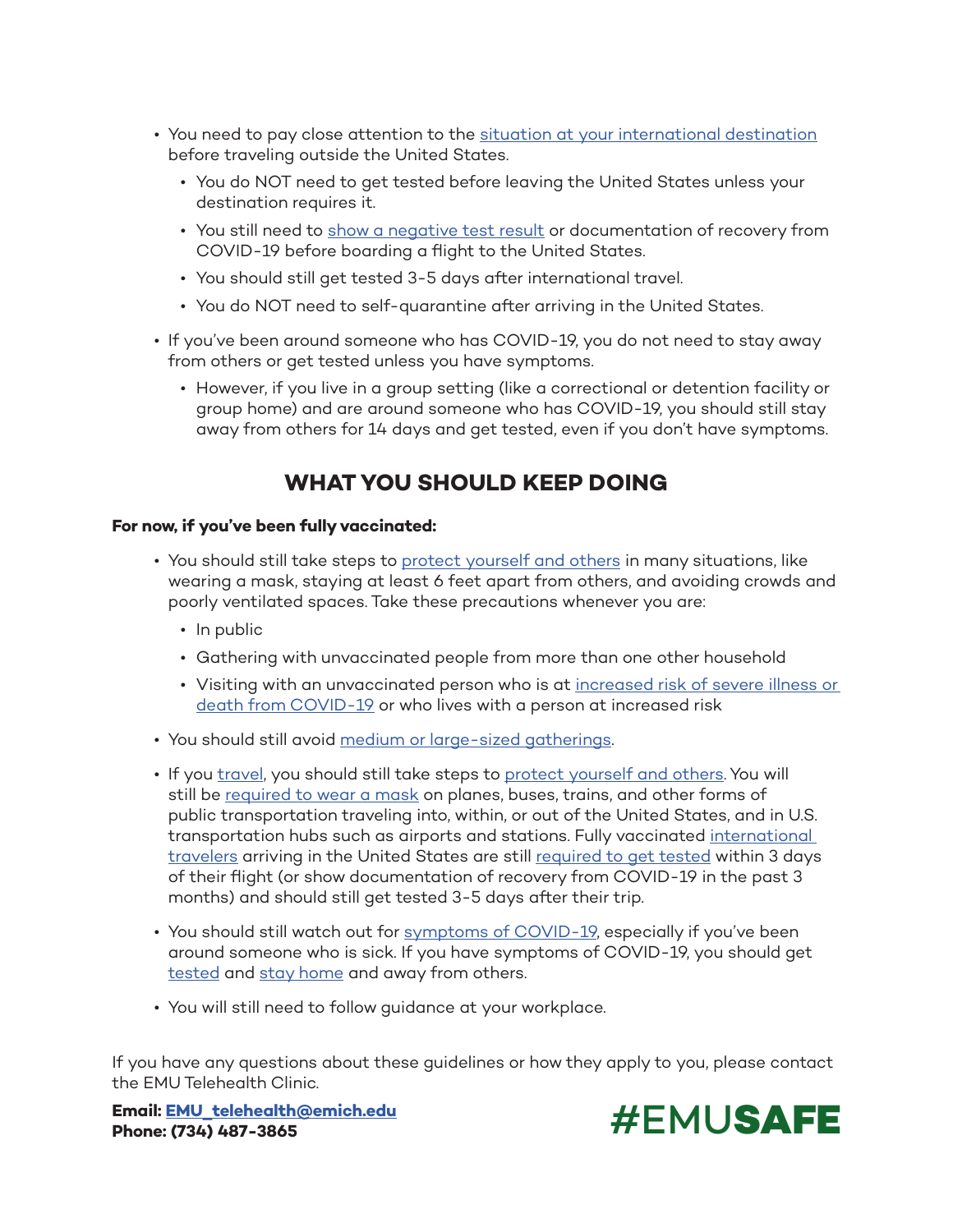- You need to pay close attention to the situation at your international destination before traveling outside the United States.
  - You do NOT need to get tested before leaving the United States unless your destination requires it.
  - You still need to show a negative test result or documentation of recovery from COVID-19 before boarding a flight to the United States.
  - You should still get tested 3-5 days after international travel.
  - You do NOT need to self-quarantine after arriving in the United States.
- If you've been around someone who has COVID-19, you do not need to stay away from others or get tested unless you have symptoms.
  - However, if you live in a group setting (like a correctional or detention facility or group home) and are around someone who has COVID-19, you should still stay away from others for 14 days and get tested, even if you don't have symptoms.

## WHAT YOU SHOULD KEEP DOING

**For now, if you've been fully vaccinated:**

- You should still take steps to protect yourself and others in many situations, like wearing a mask, staying at least 6 feet apart from others, and avoiding crowds and poorly ventilated spaces. Take these precautions whenever you are:
  - In public
  - Gathering with unvaccinated people from more than one other household
  - Visiting with an unvaccinated person who is at increased risk of severe illness or death from COVID-19 or who lives with a person at increased risk
- You should still avoid medium or large-sized gatherings.
- If you travel, you should still take steps to protect yourself and others. You will still be required to wear a mask on planes, buses, trains, and other forms of public transportation traveling into, within, or out of the United States, and in U.S. transportation hubs such as airports and stations. Fully vaccinated international travelers arriving in the United States are still required to get tested within 3 days of their flight (or show documentation of recovery from COVID-19 in the past 3 months) and should still get tested 3-5 days after their trip.
- You should still watch out for symptoms of COVID-19, especially if you've been around someone who is sick. If you have symptoms of COVID-19, you should get tested and stay home and away from others.
- You will still need to follow guidance at your workplace.

If you have any questions about these guidelines or how they apply to you, please contact the EMU Telehealth Clinic.

**Email: EMU_telehealth@emich.edu**
**Phone: (734) 487-3865**

#EMU**SAFE**